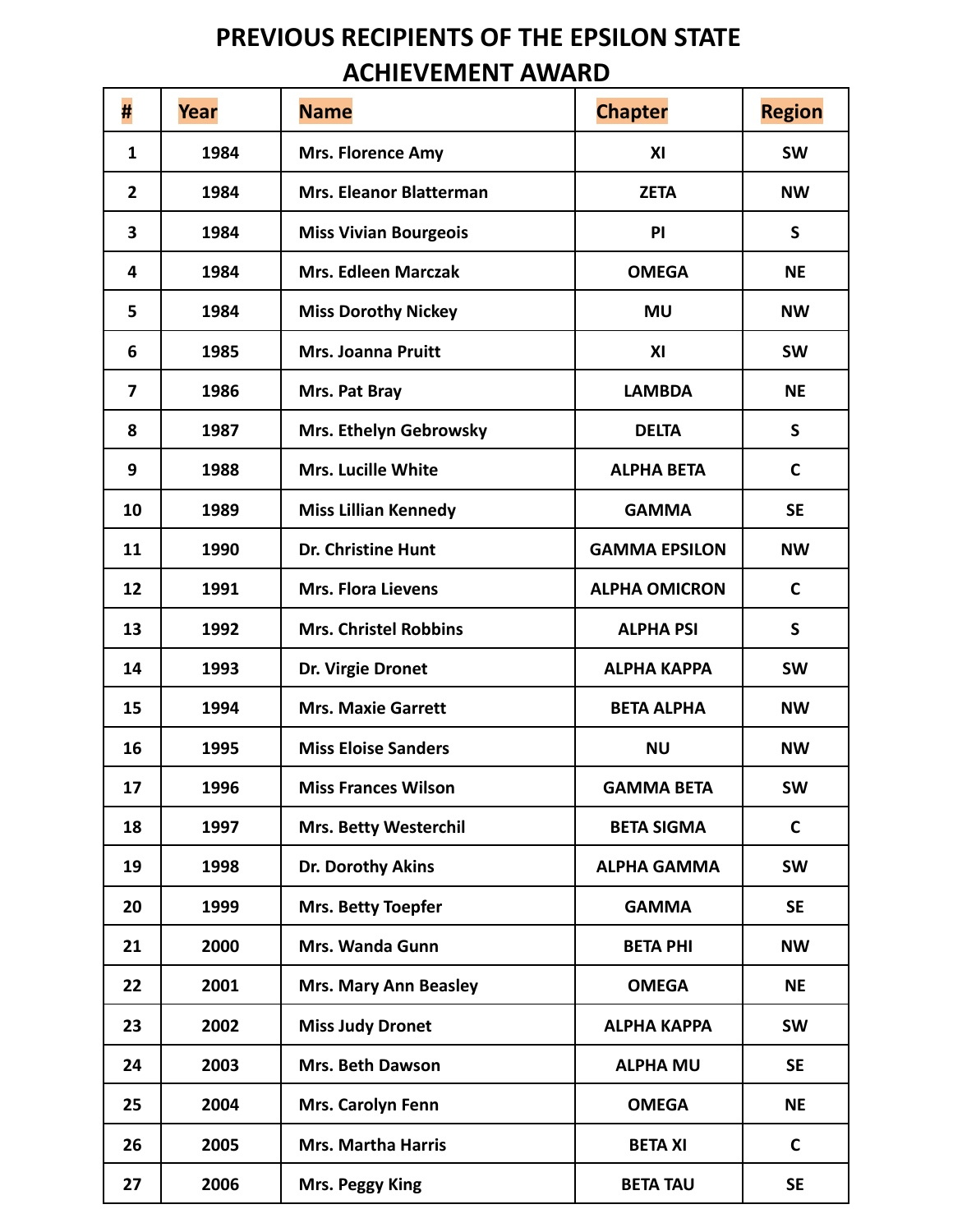# PREVIOUS RECIPIENTS OF THE EPSILON STATE ACHIEVEMENT AWARD

| # | Year | Name | Chapter | Region |
|---|---|---|---|---|
| 1 | 1984 | Mrs. Florence Amy | XI | SW |
| 2 | 1984 | Mrs. Eleanor Blatterman | ZETA | NW |
| 3 | 1984 | Miss Vivian Bourgeois | PI | S |
| 4 | 1984 | Mrs. Edleen Marczak | OMEGA | NE |
| 5 | 1984 | Miss Dorothy Nickey | MU | NW |
| 6 | 1985 | Mrs. Joanna Pruitt | XI | SW |
| 7 | 1986 | Mrs. Pat Bray | LAMBDA | NE |
| 8 | 1987 | Mrs. Ethelyn Gebrowsky | DELTA | S |
| 9 | 1988 | Mrs. Lucille White | ALPHA BETA | C |
| 10 | 1989 | Miss Lillian Kennedy | GAMMA | SE |
| 11 | 1990 | Dr. Christine Hunt | GAMMA EPSILON | NW |
| 12 | 1991 | Mrs. Flora Lievens | ALPHA OMICRON | C |
| 13 | 1992 | Mrs. Christel Robbins | ALPHA PSI | S |
| 14 | 1993 | Dr. Virgie Dronet | ALPHA KAPPA | SW |
| 15 | 1994 | Mrs. Maxie Garrett | BETA ALPHA | NW |
| 16 | 1995 | Miss Eloise Sanders | NU | NW |
| 17 | 1996 | Miss Frances Wilson | GAMMA BETA | SW |
| 18 | 1997 | Mrs. Betty Westerchil | BETA SIGMA | C |
| 19 | 1998 | Dr. Dorothy Akins | ALPHA GAMMA | SW |
| 20 | 1999 | Mrs. Betty Toepfer | GAMMA | SE |
| 21 | 2000 | Mrs. Wanda Gunn | BETA PHI | NW |
| 22 | 2001 | Mrs. Mary Ann Beasley | OMEGA | NE |
| 23 | 2002 | Miss Judy Dronet | ALPHA KAPPA | SW |
| 24 | 2003 | Mrs. Beth Dawson | ALPHA MU | SE |
| 25 | 2004 | Mrs. Carolyn Fenn | OMEGA | NE |
| 26 | 2005 | Mrs. Martha Harris | BETA XI | C |
| 27 | 2006 | Mrs. Peggy King | BETA TAU | SE |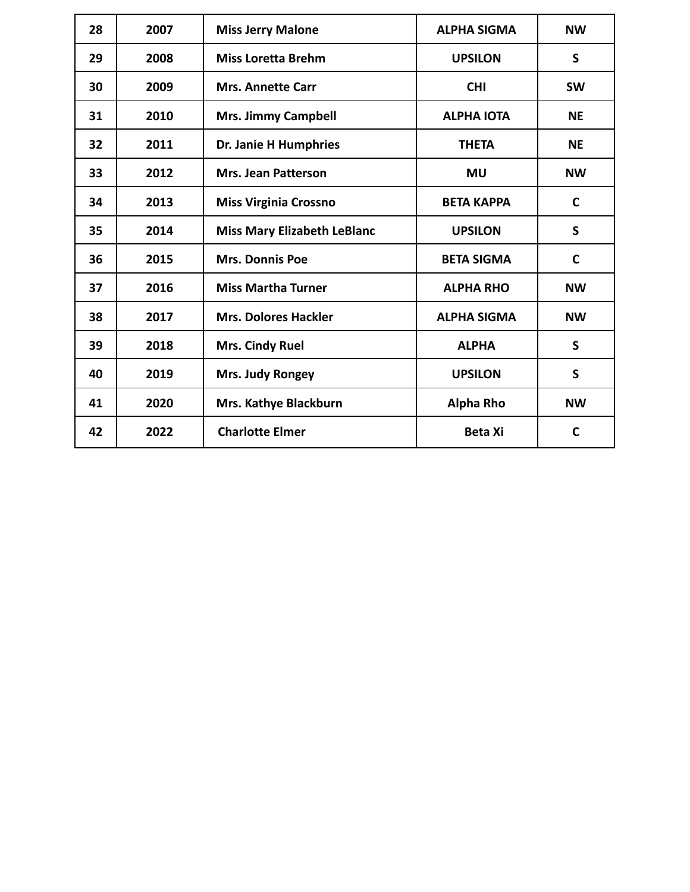| | | | | |
|---|---|---|---|---|
| 28 | 2007 | Miss Jerry Malone | ALPHA SIGMA | NW |
| 29 | 2008 | Miss Loretta Brehm | UPSILON | S |
| 30 | 2009 | Mrs. Annette Carr | CHI | SW |
| 31 | 2010 | Mrs. Jimmy Campbell | ALPHA IOTA | NE |
| 32 | 2011 | Dr. Janie H Humphries | THETA | NE |
| 33 | 2012 | Mrs. Jean Patterson | MU | NW |
| 34 | 2013 | Miss Virginia Crossno | BETA KAPPA | C |
| 35 | 2014 | Miss Mary Elizabeth LeBlanc | UPSILON | S |
| 36 | 2015 | Mrs. Donnis Poe | BETA SIGMA | C |
| 37 | 2016 | Miss Martha Turner | ALPHA RHO | NW |
| 38 | 2017 | Mrs. Dolores Hackler | ALPHA SIGMA | NW |
| 39 | 2018 | Mrs. Cindy Ruel | ALPHA | S |
| 40 | 2019 | Mrs. Judy Rongey | UPSILON | S |
| 41 | 2020 | Mrs. Kathye Blackburn | Alpha Rho | NW |
| 42 | 2022 | Charlotte Elmer | Beta Xi | C |